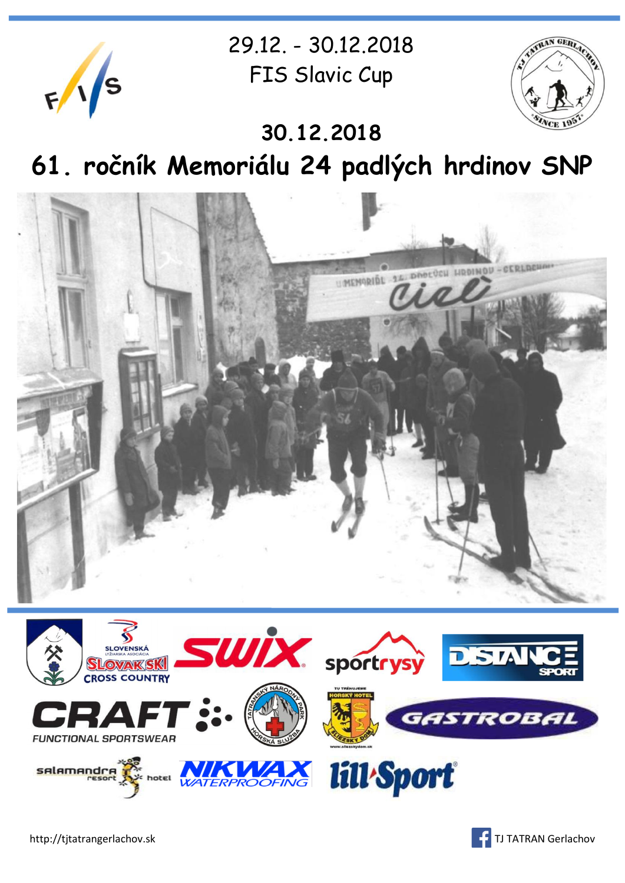29.12. - 30.12.2018

FIS Slavic Cup

# 30.12.2018

# 61. ročník Memoriálu 24 padlých hrdinov SNP

http://tjtatrangerlachov.sk

TJ TATRAN Gerlachov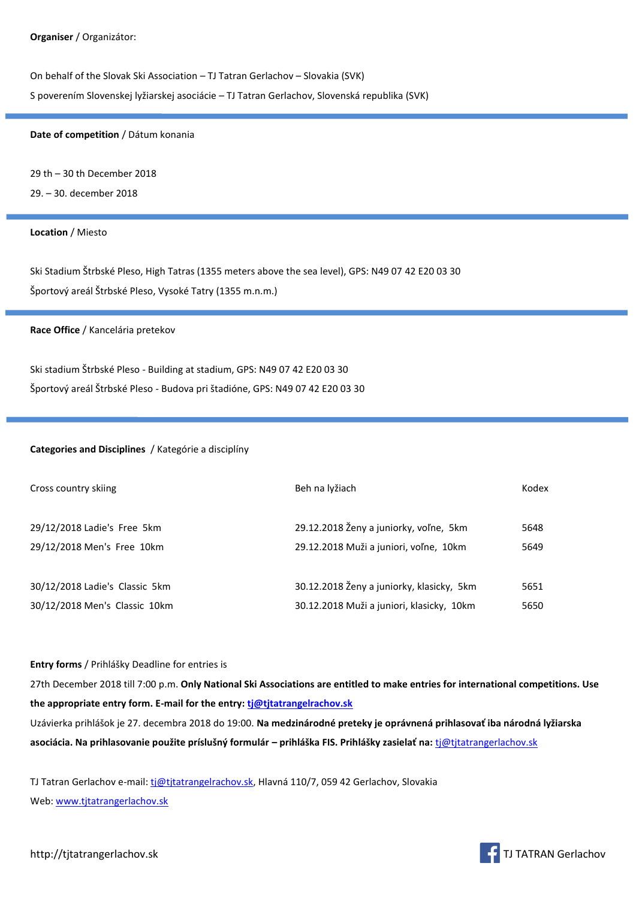**Organiser** / Organizátor:

On behalf of the Slovak Ski Association – TJ Tatran Gerlachov – Slovakia (SVK)

S poverením Slovenskej lyžiarskej asociácie – TJ Tatran Gerlachov, Slovenská republika (SVK)

---

**Date of competition** / Dátum konania

29 th – 30 th December 2018

29. – 30. december 2018

---

**Location** / Miesto

Ski Stadium Štrbské Pleso, High Tatras (1355 meters above the sea level), GPS: N49 07 42 E20 03 30

Športový areál Štrbské Pleso, Vysoké Tatry (1355 m.n.m.)

---

**Race Office** / Kancelária pretekov

Ski stadium Štrbské Pleso - Building at stadium, GPS: N49 07 42 E20 03 30

Športový areál Štrbské Pleso - Budova pri štadióne, GPS: N49 07 42 E20 03 30

---

**Categories and Disciplines** / Kategórie a disciplíny

| Cross country skiing | Beh na lyžiach | Kodex |
|---|---|---|
| 29/12/2018 Ladie's Free 5km | 29.12.2018 Ženy a juniorky, voľne, 5km | 5648 |
| 29/12/2018 Men's Free 10km | 29.12.2018 Muži a juniori, voľne, 10km | 5649 |
| 30/12/2018 Ladie's Classic 5km | 30.12.2018 Ženy a juniorky, klasicky, 5km | 5651 |
| 30/12/2018 Men's Classic 10km | 30.12.2018 Muži a juniori, klasicky, 10km | 5650 |

**Entry forms** / Prihlášky Deadline for entries is 27th December 2018 till 7:00 p.m. **Only National Ski Associations are entitled to make entries for international competitions. Use the appropriate entry form. E-mail for the entry: tj@tjtatrangelrachov.sk**

Uzávierka prihlášok je 27. decembra 2018 do 19:00. **Na medzinárodné preteky je oprávnená prihlasovať iba národná lyžiarska asociácia. Na prihlasovanie použite príslušný formulár – prihláška FIS. Prihlášky zasielať na:** tj@tjtatrangerlachov.sk

TJ Tatran Gerlachov e-mail: tj@tjtatrangelrachov.sk, Hlavná 110/7, 059 42 Gerlachov, Slovakia

Web: www.tjtatrangerlachov.sk

http://tjtatrangerlachov.sk

TJ TATRAN Gerlachov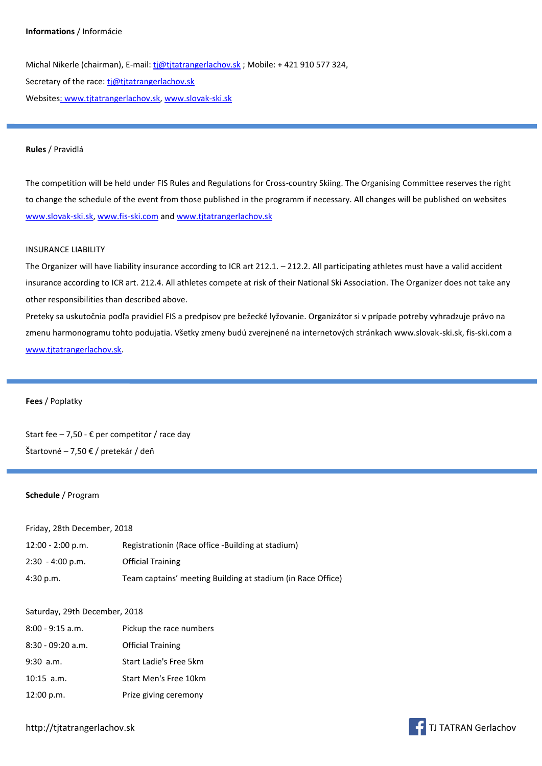**Informations** / Informácie

Michal Nikerle (chairman), E-mail: tj@tjtatrangerlachov.sk ; Mobile: + 421 910 577 324,

Secretary of the race: tj@tjtatrangerlachov.sk

Websites: www.tjtatrangerlachov.sk, www.slovak-ski.sk

---

**Rules** / Pravidlá

The competition will be held under FIS Rules and Regulations for Cross-country Skiing. The Organising Committee reserves the right to change the schedule of the event from those published in the programm if necessary. All changes will be published on websites www.slovak-ski.sk, www.fis-ski.com and www.tjtatrangerlachov.sk

INSURANCE LIABILITY

The Organizer will have liability insurance according to ICR art 212.1. – 212.2. All participating athletes must have a valid accident insurance according to ICR art. 212.4. All athletes compete at risk of their National Ski Association. The Organizer does not take any other responsibilities than described above.

Preteky sa uskutočnia podľa pravidiel FIS a predpisov pre bežecké lyžovanie. Organizátor si v prípade potreby vyhradzuje právo na zmenu harmonogramu tohto podujatia. Všetky zmeny budú zverejnené na internetových stránkach www.slovak-ski.sk, fis-ski.com a www.tjtatrangerlachov.sk.

---

**Fees** / Poplatky

Start fee – 7,50 - € per competitor / race day

Štartovné – 7,50 € / pretekár / deň

---

**Schedule** / Program

Friday, 28th December, 2018

| | |
|---|---|
| 12:00 - 2:00 p.m. | Registrationin (Race office -Building at stadium) |
| 2:30 - 4:00 p.m. | Official Training |
| 4:30 p.m. | Team captains' meeting Building at stadium (in Race Office) |

Saturday, 29th December, 2018

| | |
|---|---|
| 8:00 - 9:15 a.m. | Pickup the race numbers |
| 8:30 - 09:20 a.m. | Official Training |
| 9:30 a.m. | Start Ladie's Free 5km |
| 10:15 a.m. | Start Men's Free 10km |
| 12:00 p.m. | Prize giving ceremony |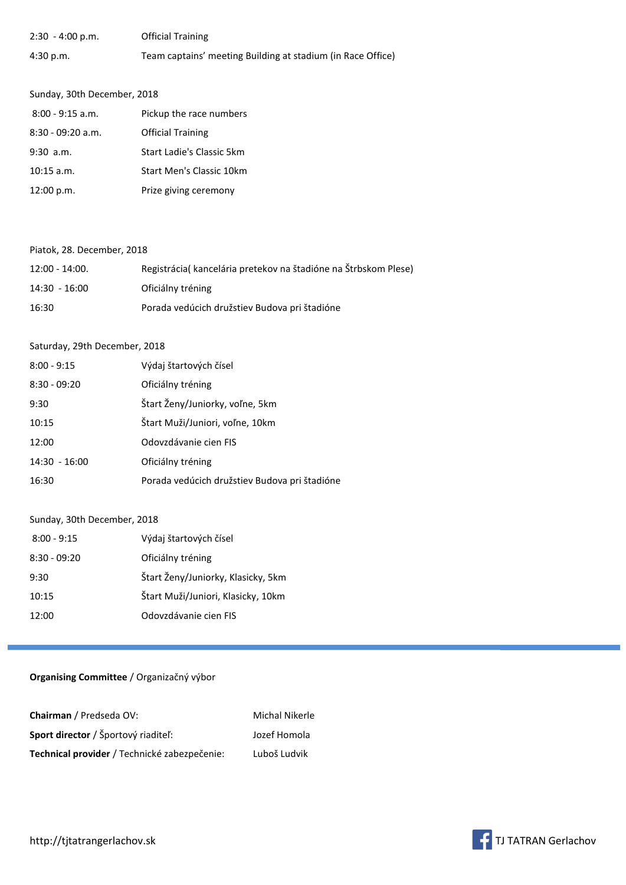| | |
|---|---|
| 2:30 - 4:00 p.m. | Official Training |
| 4:30 p.m. | Team captains' meeting Building at stadium (in Race Office) |

Sunday, 30th December, 2018

| | |
|---|---|
| 8:00 - 9:15 a.m. | Pickup the race numbers |
| 8:30 - 09:20 a.m. | Official Training |
| 9:30 a.m. | Start Ladie's Classic 5km |
| 10:15 a.m. | Start Men's Classic 10km |
| 12:00 p.m. | Prize giving ceremony |

Piatok, 28. December, 2018

| | |
|---|---|
| 12:00 - 14:00. | Registrácia( kancelária pretekov na štadióne na Štrbskom Plese) |
| 14:30 - 16:00 | Oficiálny tréning |
| 16:30 | Porada vedúcich družstiev Budova pri štadióne |

Saturday, 29th December, 2018

| | |
|---|---|
| 8:00 - 9:15 | Výdaj štartových čísel |
| 8:30 - 09:20 | Oficiálny tréning |
| 9:30 | Štart Ženy/Juniorky, voľne, 5km |
| 10:15 | Štart Muži/Juniori, voľne, 10km |
| 12:00 | Odovzdávanie cien FIS |
| 14:30 - 16:00 | Oficiálny tréning |
| 16:30 | Porada vedúcich družstiev Budova pri štadióne |

Sunday, 30th December, 2018

| | |
|---|---|
| 8:00 - 9:15 | Výdaj štartových čísel |
| 8:30 - 09:20 | Oficiálny tréning |
| 9:30 | Štart Ženy/Juniorky, Klasicky, 5km |
| 10:15 | Štart Muži/Juniori, Klasicky, 10km |
| 12:00 | Odovzdávanie cien FIS |

---

**Organising Committee** / Organizačný výbor

| | |
|---|---|
| **Chairman** / Predseda OV: | Michal Nikerle |
| **Sport director** / Športový riaditeľ: | Jozef Homola |
| **Technical provider** / Technické zabezpečenie: | Luboš Ludvik |

http://tjtatrangerlachov.sk

TJ TATRAN Gerlachov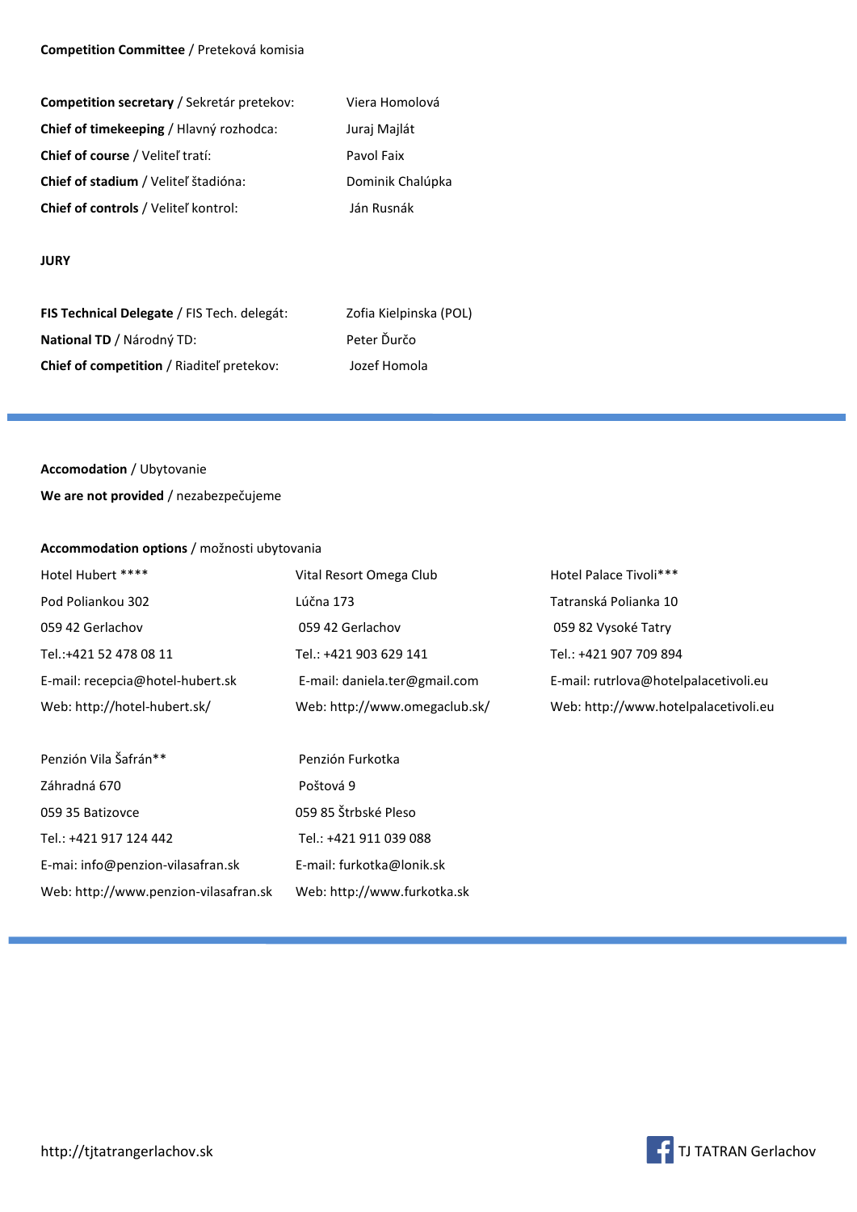**Competition Committee** / Preteková komisia

| | |
|---|---|
| **Competition secretary** / Sekretár pretekov: | Viera Homolová |
| **Chief of timekeeping** / Hlavný rozhodca: | Juraj Majlát |
| **Chief of course** / Veliteľ tratí: | Pavol Faix |
| **Chief of stadium** / Veliteľ štadióna: | Dominik Chalúpka |
| **Chief of controls** / Veliteľ kontrol: | Ján Rusnák |

**JURY**

| | |
|---|---|
| **FIS Technical Delegate** / FIS Tech. delegát: | Zofia Kielpinska (POL) |
| **National TD** / Národný TD: | Peter Ďurčo |
| **Chief of competition** / Riaditeľ pretekov: | Jozef Homola |

---

**Accomodation** / Ubytovanie

**We are not provided** / nezabezpečujeme

**Accommodation options** / možnosti ubytovania

Hotel Hubert ****
Pod Poliankou 302
059 42 Gerlachov
Tel.:+421 52 478 08 11
E-mail: recepcia@hotel-hubert.sk
Web: http://hotel-hubert.sk/

Vital Resort Omega Club
Lúčna 173
059 42 Gerlachov
Tel.: +421 903 629 141
E-mail: daniela.ter@gmail.com
Web: http://www.omegaclub.sk/

Hotel Palace Tivoli***
Tatranská Polianka 10
059 82 Vysoké Tatry
Tel.: +421 907 709 894
E-mail: rutrlova@hotelpalacetivoli.eu
Web: http://www.hotelpalacetivoli.eu

Penzión Vila Šafrán**
Záhradná 670
059 35 Batizovce
Tel.: +421 917 124 442
E-mai: info@penzion-vilasafran.sk
Web: http://www.penzion-vilasafran.sk

Penzión Furkotka
Poštová 9
059 85 Štrbské Pleso
Tel.: +421 911 039 088
E-mail: furkotka@lonik.sk
Web: http://www.furkotka.sk

---